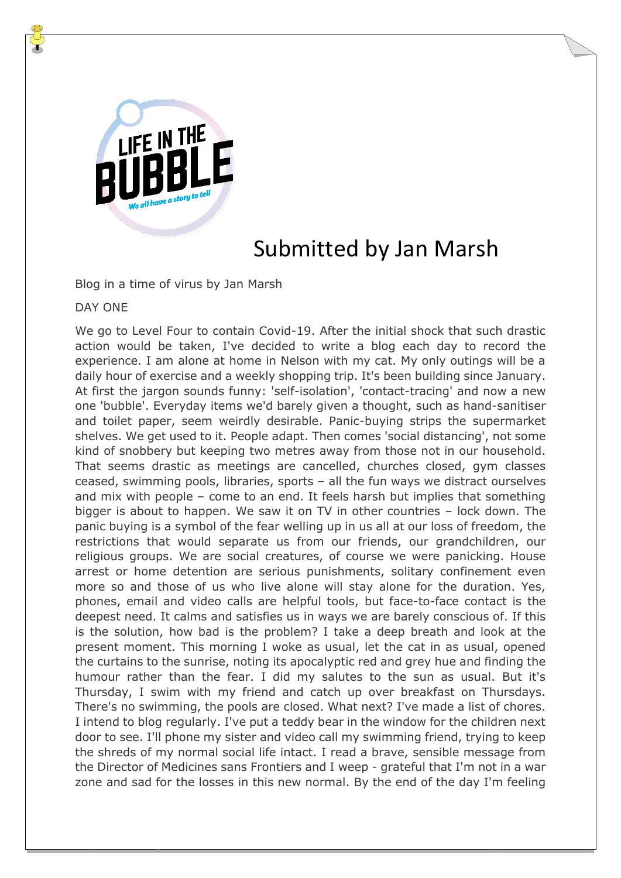LIFE IN THE BUBBLE

We all have a story to tell

# Submitted by Jan Marsh

Blog in a time of virus by Jan Marsh

DAY ONE

We go to Level Four to contain Covid-19. After the initial shock that such drastic action would be taken, I've decided to write a blog each day to record the experience. I am alone at home in Nelson with my cat. My only outings will be a daily hour of exercise and a weekly shopping trip. It's been building since January. At first the jargon sounds funny: 'self-isolation', 'contact-tracing' and now a new one 'bubble'. Everyday items we'd barely given a thought, such as hand-sanitiser and toilet paper, seem weirdly desirable. Panic-buying strips the supermarket shelves. We get used to it. People adapt. Then comes 'social distancing', not some kind of snobbery but keeping two metres away from those not in our household. That seems drastic as meetings are cancelled, churches closed, gym classes ceased, swimming pools, libraries, sports – all the fun ways we distract ourselves and mix with people – come to an end. It feels harsh but implies that something bigger is about to happen. We saw it on TV in other countries – lock down. The panic buying is a symbol of the fear welling up in us all at our loss of freedom, the restrictions that would separate us from our friends, our grandchildren, our religious groups. We are social creatures, of course we were panicking. House arrest or home detention are serious punishments, solitary confinement even more so and those of us who live alone will stay alone for the duration. Yes, phones, email and video calls are helpful tools, but face-to-face contact is the deepest need. It calms and satisfies us in ways we are barely conscious of. If this is the solution, how bad is the problem? I take a deep breath and look at the present moment. This morning I woke as usual, let the cat in as usual, opened the curtains to the sunrise, noting its apocalyptic red and grey hue and finding the humour rather than the fear. I did my salutes to the sun as usual. But it's Thursday, I swim with my friend and catch up over breakfast on Thursdays. There's no swimming, the pools are closed. What next? I've made a list of chores. I intend to blog regularly. I've put a teddy bear in the window for the children next door to see. I'll phone my sister and video call my swimming friend, trying to keep the shreds of my normal social life intact. I read a brave, sensible message from the Director of Medicines sans Frontiers and I weep - grateful that I'm not in a war zone and sad for the losses in this new normal. By the end of the day I'm feeling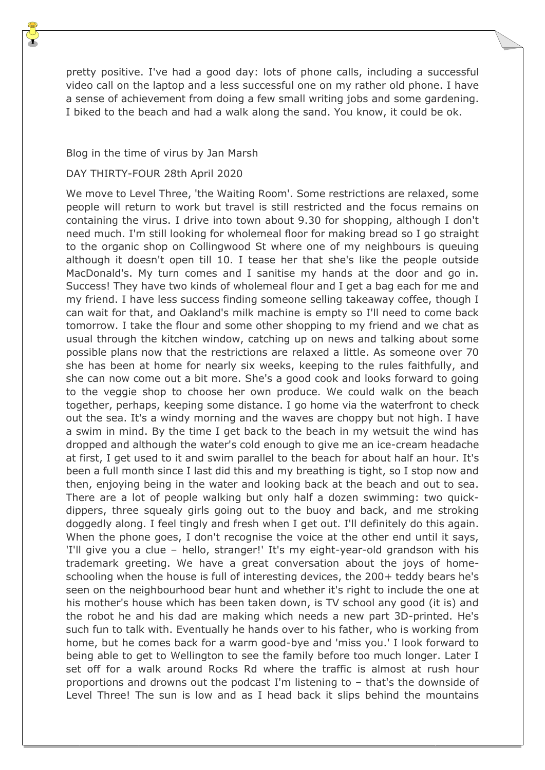pretty positive. I've had a good day: lots of phone calls, including a successful video call on the laptop and a less successful one on my rather old phone. I have a sense of achievement from doing a few small writing jobs and some gardening. I biked to the beach and had a walk along the sand. You know, it could be ok.

Blog in the time of virus by Jan Marsh

DAY THIRTY-FOUR 28th April 2020

We move to Level Three, 'the Waiting Room'. Some restrictions are relaxed, some people will return to work but travel is still restricted and the focus remains on containing the virus. I drive into town about 9.30 for shopping, although I don't need much. I'm still looking for wholemeal floor for making bread so I go straight to the organic shop on Collingwood St where one of my neighbours is queuing although it doesn't open till 10. I tease her that she's like the people outside MacDonald's. My turn comes and I sanitise my hands at the door and go in. Success! They have two kinds of wholemeal flour and I get a bag each for me and my friend. I have less success finding someone selling takeaway coffee, though I can wait for that, and Oakland's milk machine is empty so I'll need to come back tomorrow. I take the flour and some other shopping to my friend and we chat as usual through the kitchen window, catching up on news and talking about some possible plans now that the restrictions are relaxed a little. As someone over 70 she has been at home for nearly six weeks, keeping to the rules faithfully, and she can now come out a bit more. She's a good cook and looks forward to going to the veggie shop to choose her own produce. We could walk on the beach together, perhaps, keeping some distance. I go home via the waterfront to check out the sea. It's a windy morning and the waves are choppy but not high. I have a swim in mind. By the time I get back to the beach in my wetsuit the wind has dropped and although the water's cold enough to give me an ice-cream headache at first, I get used to it and swim parallel to the beach for about half an hour. It's been a full month since I last did this and my breathing is tight, so I stop now and then, enjoying being in the water and looking back at the beach and out to sea. There are a lot of people walking but only half a dozen swimming: two quick-dippers, three squealy girls going out to the buoy and back, and me stroking doggedly along. I feel tingly and fresh when I get out. I'll definitely do this again. When the phone goes, I don't recognise the voice at the other end until it says, 'I'll give you a clue – hello, stranger!' It's my eight-year-old grandson with his trademark greeting. We have a great conversation about the joys of home-schooling when the house is full of interesting devices, the 200+ teddy bears he's seen on the neighbourhood bear hunt and whether it's right to include the one at his mother's house which has been taken down, is TV school any good (it is) and the robot he and his dad are making which needs a new part 3D-printed. He's such fun to talk with. Eventually he hands over to his father, who is working from home, but he comes back for a warm good-bye and 'miss you.' I look forward to being able to get to Wellington to see the family before too much longer. Later I set off for a walk around Rocks Rd where the traffic is almost at rush hour proportions and drowns out the podcast I'm listening to – that's the downside of Level Three! The sun is low and as I head back it slips behind the mountains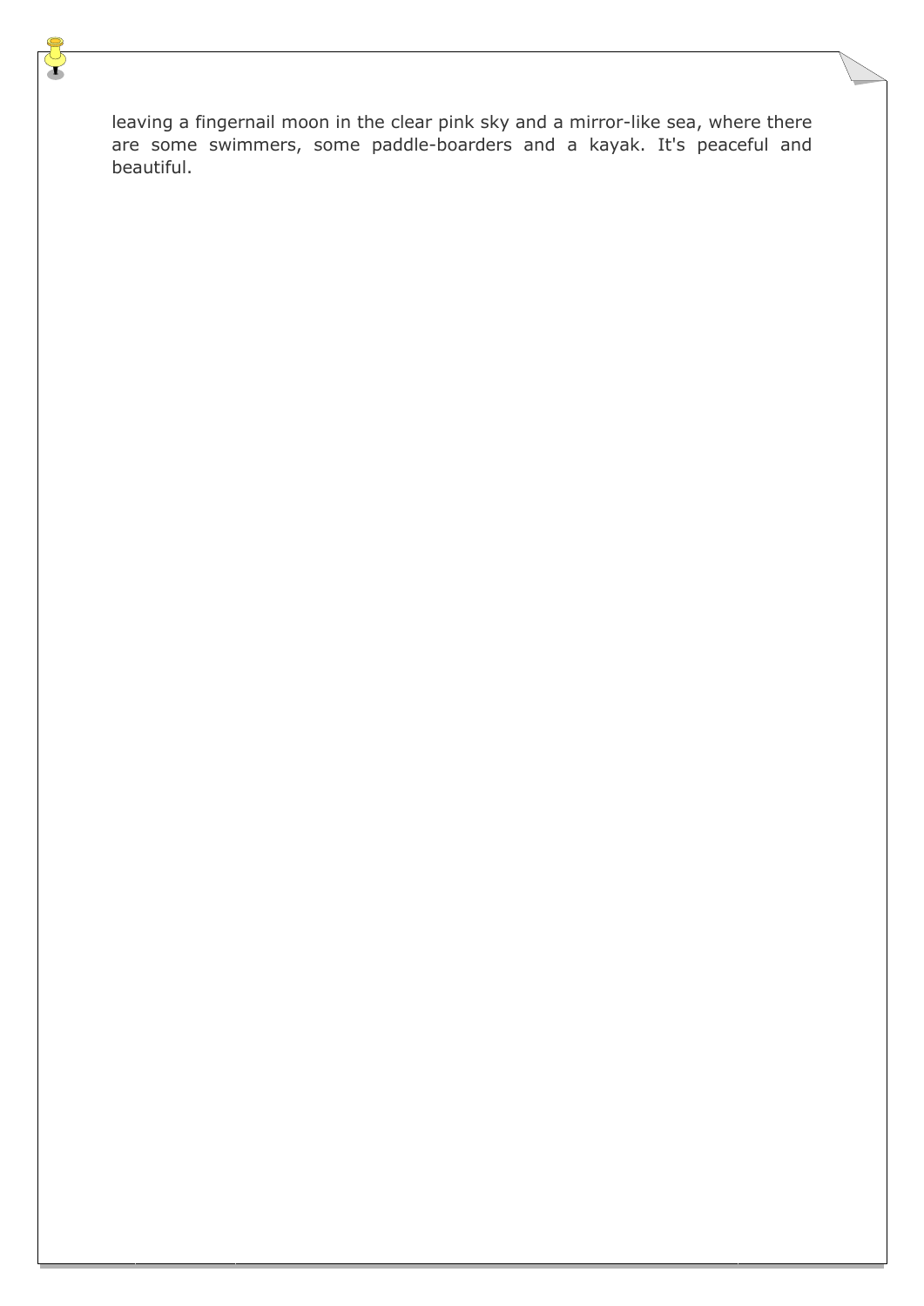leaving a fingernail moon in the clear pink sky and a mirror-like sea, where there are some swimmers, some paddle-boarders and a kayak. It's peaceful and beautiful.